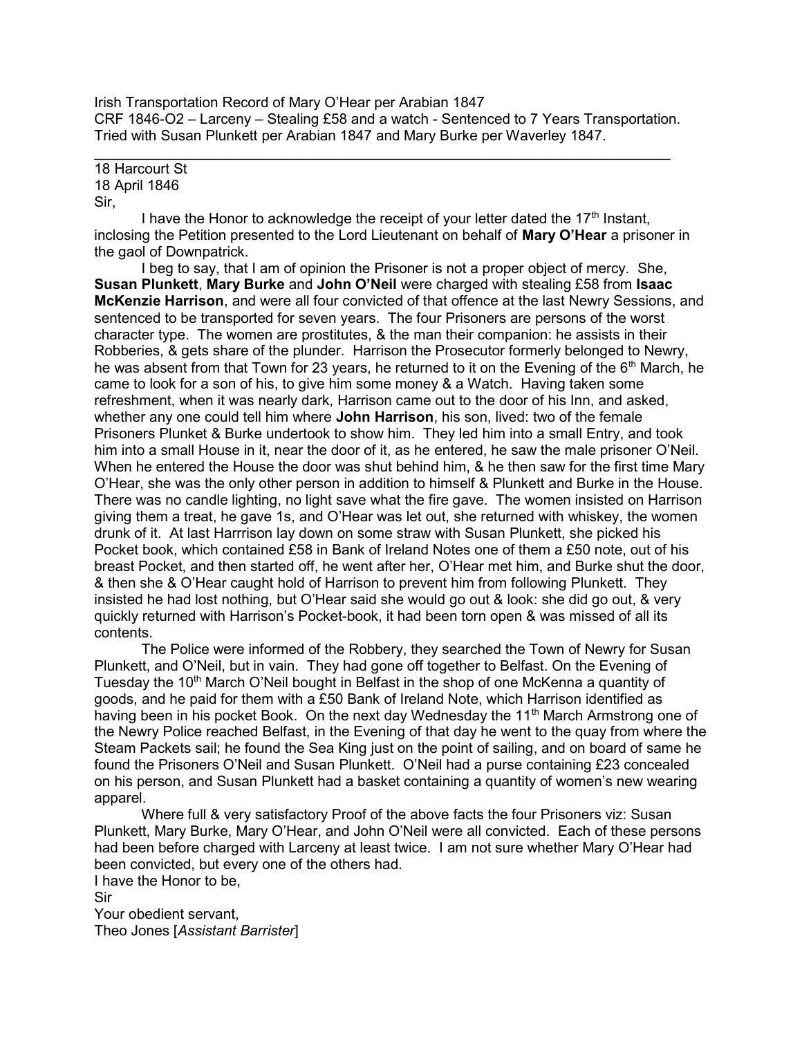Irish Transportation Record of Mary O'Hear per Arabian 1847
CRF 1846-O2 – Larceny – Stealing £58 and a watch - Sentenced to 7 Years Transportation.
Tried with Susan Plunkett per Arabian 1847 and Mary Burke per Waverley 1847.

---

18 Harcourt St
18 April 1846
Sir,

I have the Honor to acknowledge the receipt of your letter dated the 17th Instant, inclosing the Petition presented to the Lord Lieutenant on behalf of **Mary O'Hear** a prisoner in the gaol of Downpatrick.

I beg to say, that I am of opinion the Prisoner is not a proper object of mercy. She, **Susan Plunkett**, **Mary Burke** and **John O'Neil** were charged with stealing £58 from **Isaac McKenzie Harrison**, and were all four convicted of that offence at the last Newry Sessions, and sentenced to be transported for seven years. The four Prisoners are persons of the worst character type. The women are prostitutes, & the man their companion: he assists in their Robberies, & gets share of the plunder. Harrison the Prosecutor formerly belonged to Newry, he was absent from that Town for 23 years, he returned to it on the Evening of the 6th March, he came to look for a son of his, to give him some money & a Watch. Having taken some refreshment, when it was nearly dark, Harrison came out to the door of his Inn, and asked, whether any one could tell him where **John Harrison**, his son, lived: two of the female Prisoners Plunket & Burke undertook to show him. They led him into a small Entry, and took him into a small House in it, near the door of it, as he entered, he saw the male prisoner O'Neil. When he entered the House the door was shut behind him, & he then saw for the first time Mary O'Hear, she was the only other person in addition to himself & Plunkett and Burke in the House. There was no candle lighting, no light save what the fire gave. The women insisted on Harrison giving them a treat, he gave 1s, and O'Hear was let out, she returned with whiskey, the women drunk of it. At last Harrrison lay down on some straw with Susan Plunkett, she picked his Pocket book, which contained £58 in Bank of Ireland Notes one of them a £50 note, out of his breast Pocket, and then started off, he went after her, O'Hear met him, and Burke shut the door, & then she & O'Hear caught hold of Harrison to prevent him from following Plunkett. They insisted he had lost nothing, but O'Hear said she would go out & look: she did go out, & very quickly returned with Harrison's Pocket-book, it had been torn open & was missed of all its contents.

The Police were informed of the Robbery, they searched the Town of Newry for Susan Plunkett, and O'Neil, but in vain. They had gone off together to Belfast. On the Evening of Tuesday the 10th March O'Neil bought in Belfast in the shop of one McKenna a quantity of goods, and he paid for them with a £50 Bank of Ireland Note, which Harrison identified as having been in his pocket Book. On the next day Wednesday the 11th March Armstrong one of the Newry Police reached Belfast, in the Evening of that day he went to the quay from where the Steam Packets sail; he found the Sea King just on the point of sailing, and on board of same he found the Prisoners O'Neil and Susan Plunkett. O'Neil had a purse containing £23 concealed on his person, and Susan Plunkett had a basket containing a quantity of women's new wearing apparel.

Where full & very satisfactory Proof of the above facts the four Prisoners viz: Susan Plunkett, Mary Burke, Mary O'Hear, and John O'Neil were all convicted. Each of these persons had been before charged with Larceny at least twice. I am not sure whether Mary O'Hear had been convicted, but every one of the others had.

I have the Honor to be,
Sir
Your obedient servant,
Theo Jones [*Assistant Barrister*]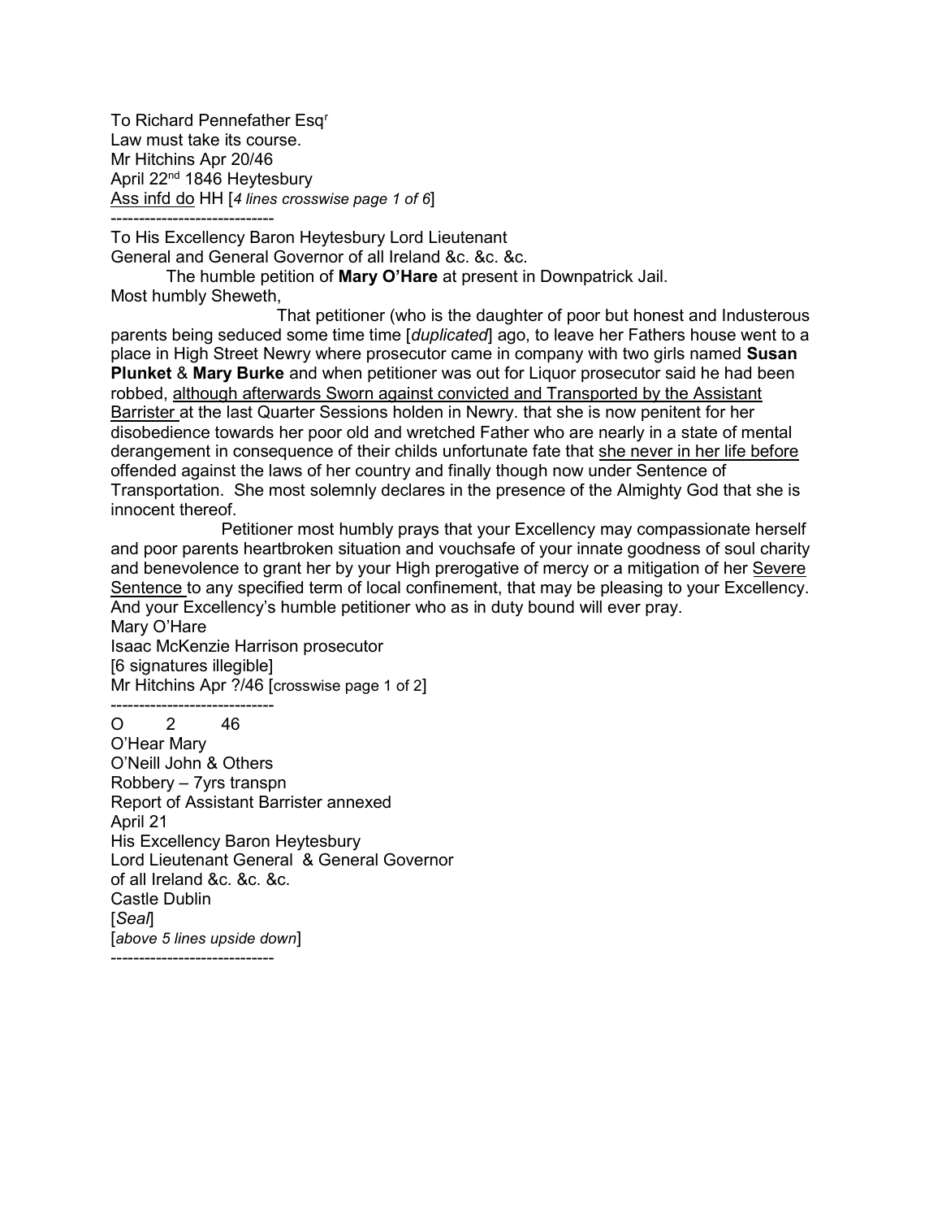To Richard Pennefather Esq[r]
Law must take its course.
Mr Hitchins Apr 20/46
April 22[nd] 1846 Heytesbury
<u>Ass infd do</u> HH [*4 lines crosswise page 1 of 6*]

-----------------------------

To His Excellency Baron Heytesbury Lord Lieutenant
General and General Governor of all Ireland &c. &c. &c.

The humble petition of **Mary O'Hare** at present in Downpatrick Jail.

Most humbly Sheweth,

That petitioner (who is the daughter of poor but honest and Industerous parents being seduced some time time [*duplicated*] ago, to leave her Fathers house went to a place in High Street Newry where prosecutor came in company with two girls named **Susan Plunket** & **Mary Burke** and when petitioner was out for Liquor prosecutor said he had been robbed, <u>although afterwards Sworn against convicted and Transported by the Assistant Barrister</u> at the last Quarter Sessions holden in Newry. that she is now penitent for her disobedience towards her poor old and wretched Father who are nearly in a state of mental derangement in consequence of their childs unfortunate fate that <u>she never in her life before</u> offended against the laws of her country and finally though now under Sentence of Transportation. She most solemnly declares in the presence of the Almighty God that she is innocent thereof.

Petitioner most humbly prays that your Excellency may compassionate herself and poor parents heartbroken situation and vouchsafe of your innate goodness of soul charity and benevolence to grant her by your High prerogative of mercy or a mitigation of her <u>Severe Sentence</u> to any specified term of local confinement, that may be pleasing to your Excellency. And your Excellency's humble petitioner who as in duty bound will ever pray.

Mary O'Hare
Isaac McKenzie Harrison prosecutor
[6 signatures illegible]
Mr Hitchins Apr ?/46 [crosswise page 1 of 2]

-----------------------------

O 2 46
O'Hear Mary
O'Neill John & Others
Robbery – 7yrs transpn
Report of Assistant Barrister annexed
April 21
His Excellency Baron Heytesbury
Lord Lieutenant General & General Governor
of all Ireland &c. &c. &c.
Castle Dublin
[*Seal*]
[*above 5 lines upside down*]

-----------------------------